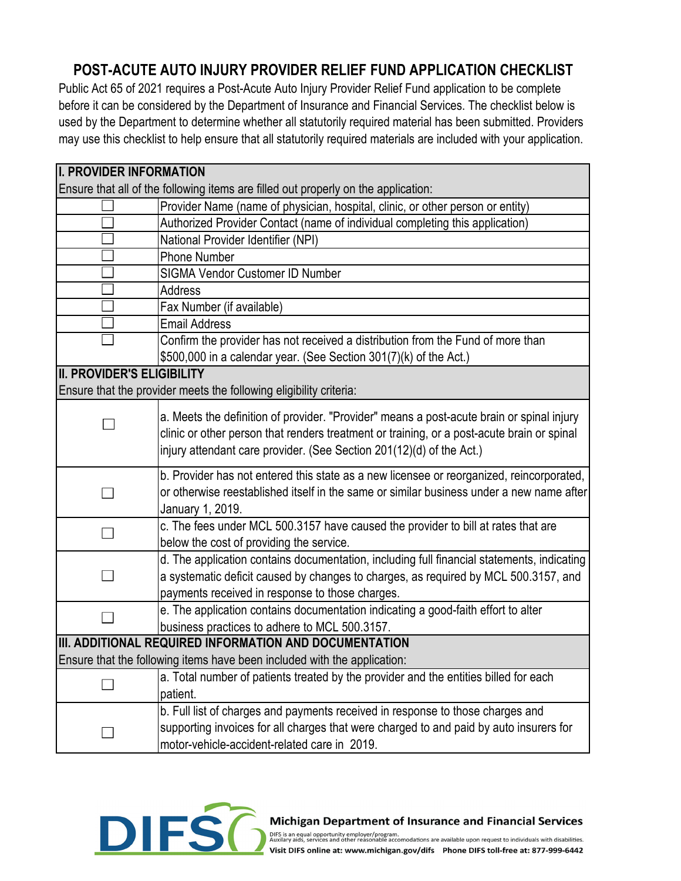# POST-ACUTE AUTO INJURY PROVIDER RELIEF FUND APPLICATION CHECKLIST

Public Act 65 of 2021 requires a Post-Acute Auto Injury Provider Relief Fund application to be complete before it can be considered by the Department of Insurance and Financial Services. The checklist below is used by the Department to determine whether all statutorily required material has been submitted. Providers may use this checklist to help ensure that all statutorily required materials are included with your application.

| **I. PROVIDER INFORMATION** | |
|---|---|
| Ensure that all of the following items are filled out properly on the application: | |
| ☐ | Provider Name (name of physician, hospital, clinic, or other person or entity) |
| ☐ | Authorized Provider Contact (name of individual completing this application) |
| ☐ | National Provider Identifier (NPI) |
| ☐ | Phone Number |
| ☐ | SIGMA Vendor Customer ID Number |
| ☐ | Address |
| ☐ | Fax Number (if available) |
| ☐ | Email Address |
| ☐ | Confirm the provider has not received a distribution from the Fund of more than $500,000 in a calendar year. (See Section 301(7)(k) of the Act.) |
| **II. PROVIDER'S ELIGIBILITY** | |
| Ensure that the provider meets the following eligibility criteria: | |
| ☐ | a. Meets the definition of provider. "Provider" means a post-acute brain or spinal injury clinic or other person that renders treatment or training, or a post-acute brain or spinal injury attendant care provider. (See Section 201(12)(d) of the Act.) |
| ☐ | b. Provider has not entered this state as a new licensee or reorganized, reincorporated, or otherwise reestablished itself in the same or similar business under a new name after January 1, 2019. |
| ☐ | c. The fees under MCL 500.3157 have caused the provider to bill at rates that are below the cost of providing the service. |
| ☐ | d. The application contains documentation, including full financial statements, indicating a systematic deficit caused by changes to charges, as required by MCL 500.3157, and payments received in response to those charges. |
| ☐ | e. The application contains documentation indicating a good-faith effort to alter business practices to adhere to MCL 500.3157. |
| **III. ADDITIONAL REQUIRED INFORMATION AND DOCUMENTATION** | |
| Ensure that the following items have been included with the application: | |
| ☐ | a. Total number of patients treated by the provider and the entities billed for each patient. |
| ☐ | b. Full list of charges and payments received in response to those charges and supporting invoices for all charges that were charged to and paid by auto insurers for motor-vehicle-accident-related care in 2019. |

**Michigan Department of Insurance and Financial Services**

DIFS is an equal opportunity employer/program.
Auxilary aids, services and other reasonable accomodations are available upon request to individuals with disabilities.
Visit DIFS online at: www.michigan.gov/difs Phone DIFS toll-free at: 877-999-6442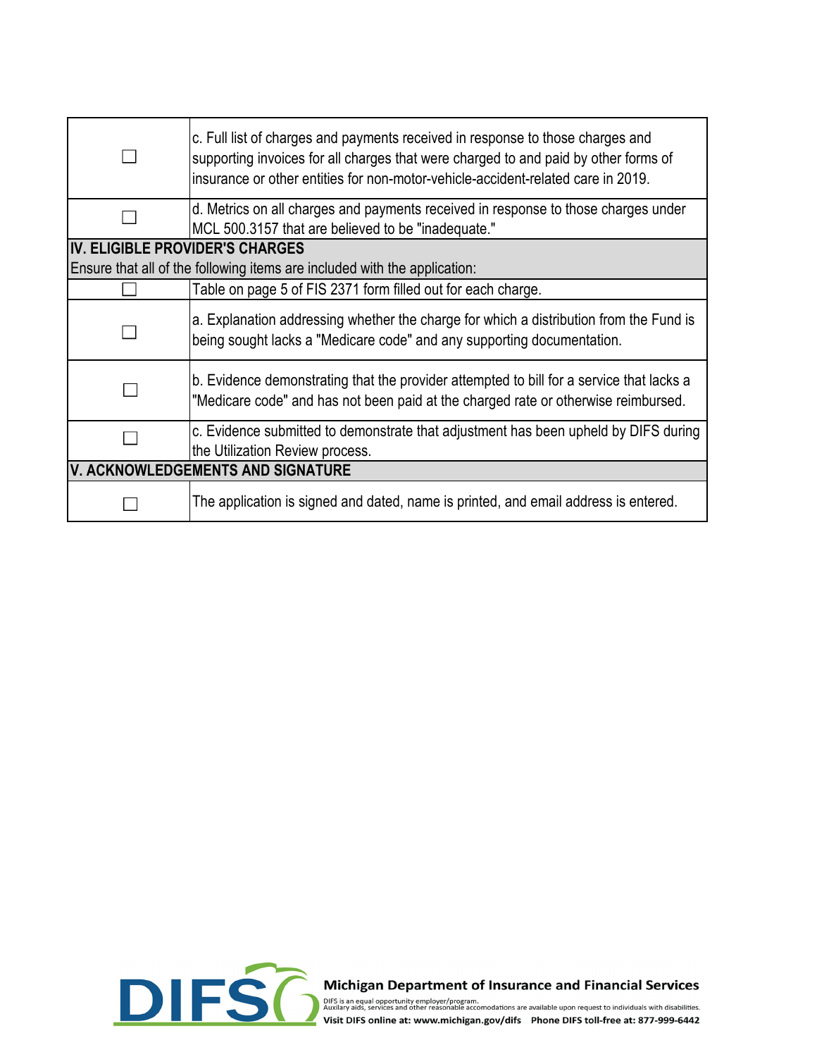| | |
|---|---|
| ☐ | c. Full list of charges and payments received in response to those charges and supporting invoices for all charges that were charged to and paid by other forms of insurance or other entities for non-motor-vehicle-accident-related care in 2019. |
| ☐ | d. Metrics on all charges and payments received in response to those charges under MCL 500.3157 that are believed to be "inadequate." |
| **IV. ELIGIBLE PROVIDER'S CHARGES** Ensure that all of the following items are included with the application: | |
| ☐ | Table on page 5 of FIS 2371 form filled out for each charge. |
| ☐ | a. Explanation addressing whether the charge for which a distribution from the Fund is being sought lacks a "Medicare code" and any supporting documentation. |
| ☐ | b. Evidence demonstrating that the provider attempted to bill for a service that lacks a "Medicare code" and has not been paid at the charged rate or otherwise reimbursed. |
| ☐ | c. Evidence submitted to demonstrate that adjustment has been upheld by DIFS during the Utilization Review process. |
| **V. ACKNOWLEDGEMENTS AND SIGNATURE** | |
| ☐ | The application is signed and dated, name is printed, and email address is entered. |

DIFS

**Michigan Department of Insurance and Financial Services**

DIFS is an equal opportunity employer/program.
Auxilary aids, services and other reasonable accomodations are available upon request to individuals with disabilities.

**Visit DIFS online at: www.michigan.gov/difs Phone DIFS toll-free at: 877-999-6442**